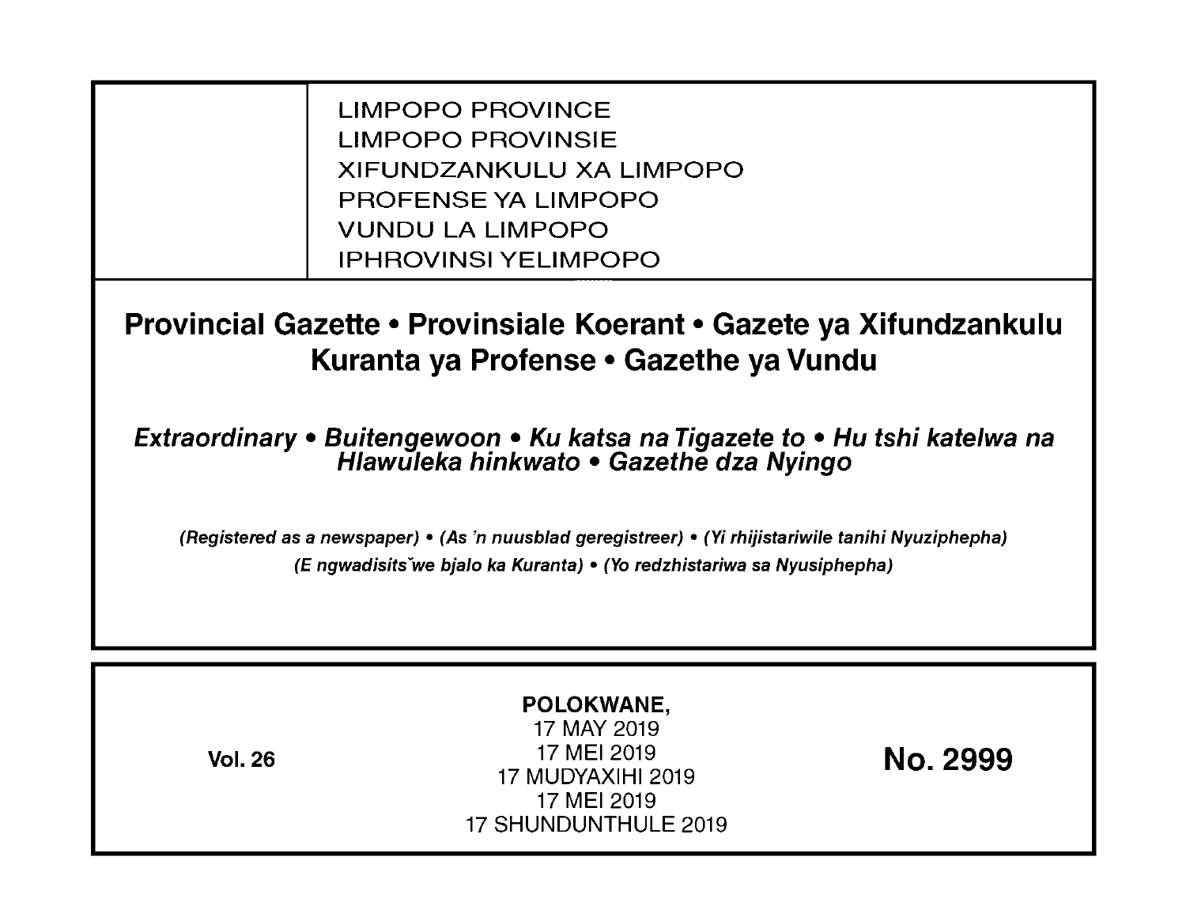LIMPOPO PROVINCE
LIMPOPO PROVINSIE
XIFUNDZANKULU XA LIMPOPO
PROFENSE YA LIMPOPO
VUNDU LA LIMPOPO
IPHROVINSI YELIMPOPO

# Provincial Gazette • Provinsiale Koerant • Gazete ya Xifundzankulu Kuranta ya Profense • Gazethe ya Vundu

***Extraordinary • Buitengewoon • Ku katsa na Tigazete to • Hu tshi katelwa na Hlawuleka hinkwato • Gazethe dza Nyingo***

***(Registered as a newspaper) • (As 'n nuusblad geregistreer) • (Yi rhijistariwile tanihi Nyuziphepha) (E ngwadisitšwe bjalo ka Kuranta) • (Yo redzhistariwa sa Nyusiphepha)***

**Vol. 26**

**POLOKWANE,**
17 MAY 2019
17 MEI 2019
17 MUDYAXIHI 2019
17 MEI 2019
17 SHUNDUNTHULE 2019

**No. 2999**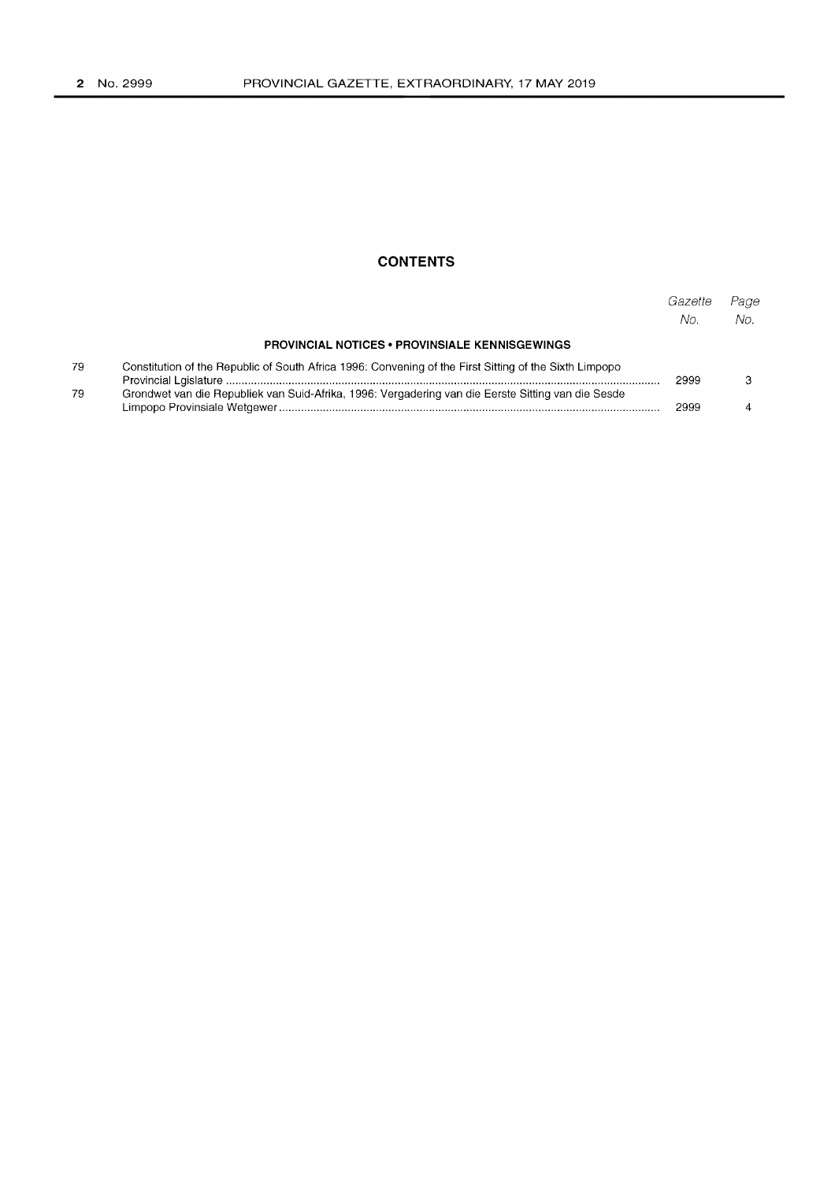## CONTENTS

| | | Gazette No. | Page No. |
|---|---|---|---|
| | **PROVINCIAL NOTICES • PROVINSIALE KENNISGEWINGS** | | |
| 79 | Constitution of the Republic of South Africa 1996: Convening of the First Sitting of the Sixth Limpopo Provincial Lgislature | 2999 | 3 |
| 79 | Grondwet van die Republiek van Suid-Afrika, 1996: Vergadering van die Eerste Sitting van die Sesde Limpopo Provinsiale Wetgewer | 2999 | 4 |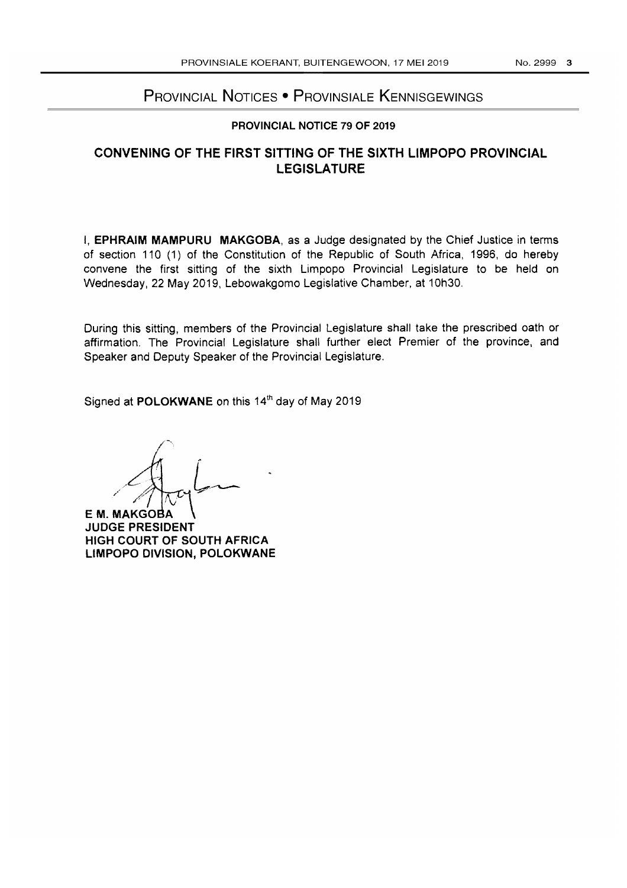# Provincial Notices • Provinsiale Kennisgewings

## PROVINCIAL NOTICE 79 OF 2019

## CONVENING OF THE FIRST SITTING OF THE SIXTH LIMPOPO PROVINCIAL LEGISLATURE

I, **EPHRAIM MAMPURU MAKGOBA**, as a Judge designated by the Chief Justice in terms of section 110 (1) of the Constitution of the Republic of South Africa, 1996, do hereby convene the first sitting of the sixth Limpopo Provincial Legislature to be held on Wednesday, 22 May 2019, Lebowakgomo Legislative Chamber, at 10h30.

During this sitting, members of the Provincial Legislature shall take the prescribed oath or affirmation. The Provincial Legislature shall further elect Premier of the province, and Speaker and Deputy Speaker of the Provincial Legislature.

Signed at **POLOKWANE** on this 14th day of May 2019

**E M. MAKGOBA**
**JUDGE PRESIDENT**
**HIGH COURT OF SOUTH AFRICA**
**LIMPOPO DIVISION, POLOKWANE**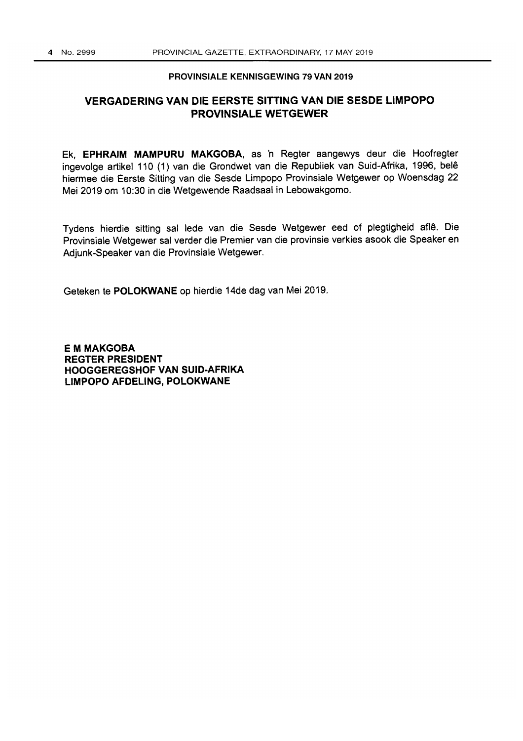**PROVINSIALE KENNISGEWING 79 VAN 2019**

# VERGADERING VAN DIE EERSTE SITTING VAN DIE SESDE LIMPOPO PROVINSIALE WETGEWER

Ek, **EPHRAIM MAMPURU MAKGOBA**, as 'n Regter aangewys deur die Hoofregter ingevolge artikel 110 (1) van die Grondwet van die Republiek van Suid-Afrika, 1996, belê hiermee die Eerste Sitting van die Sesde Limpopo Provinsiale Wetgewer op Woensdag 22 Mei 2019 om 10:30 in die Wetgewende Raadsaal in Lebowakgomo.

Tydens hierdie sitting sal lede van die Sesde Wetgewer eed of plegtigheid aflê. Die Provinsiale Wetgewer sal verder die Premier van die provinsie verkies asook die Speaker en Adjunk-Speaker van die Provinsiale Wetgewer.

Geteken te **POLOKWANE** op hierdie 14de dag van Mei 2019.

**E M MAKGOBA**
**REGTER PRESIDENT**
**HOOGGEREGSHOF VAN SUID-AFRIKA**
**LIMPOPO AFDELING, POLOKWANE**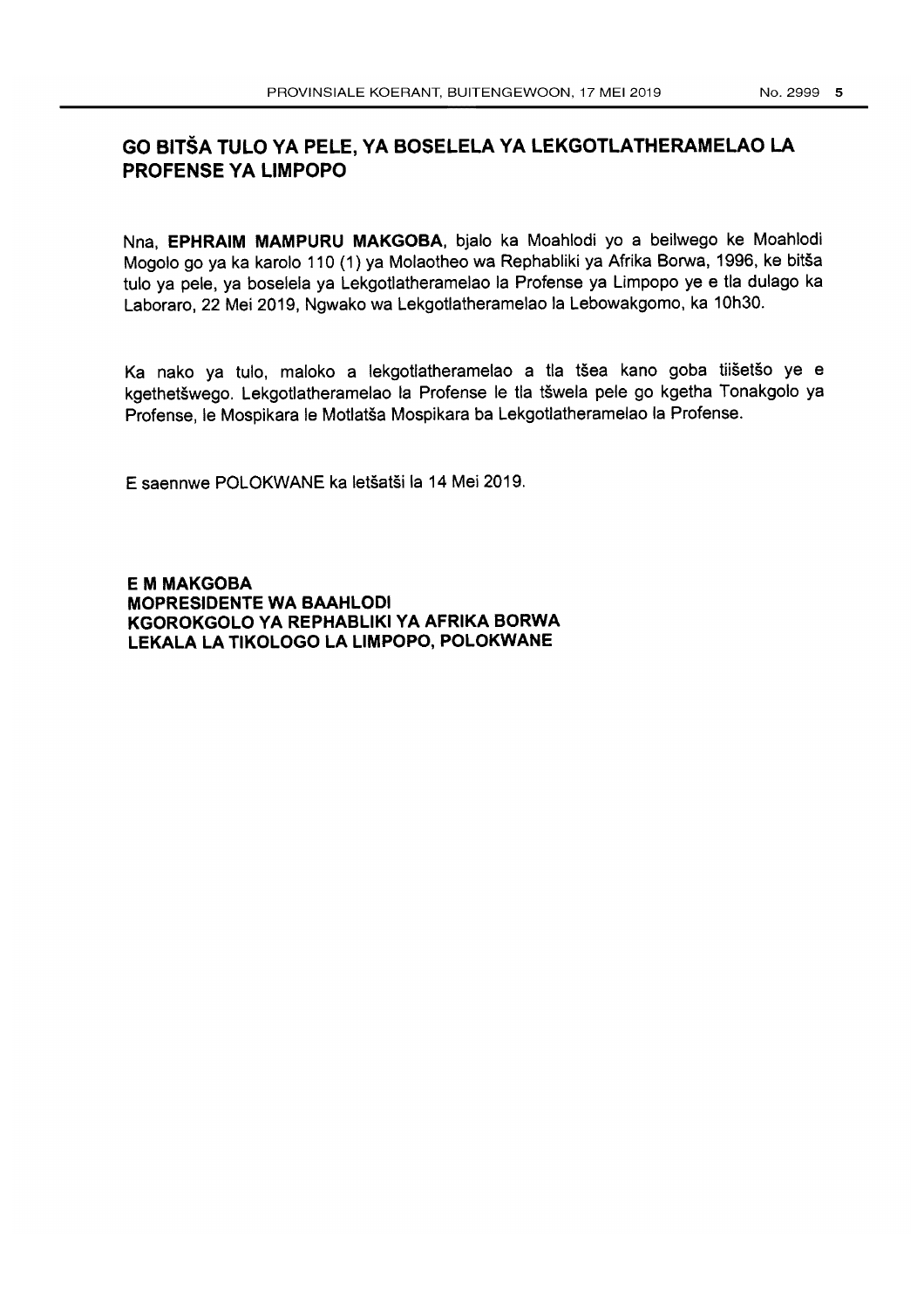# GO BITŠA TULO YA PELE, YA BOSELELA YA LEKGOTLATHERAMELAO LA PROFENSE YA LIMPOPO

Nna, **EPHRAIM MAMPURU MAKGOBA**, bjalo ka Moahlodi yo a beilwego ke Moahlodi Mogolo go ya ka karolo 110 (1) ya Molaotheo wa Rephabliki ya Afrika Borwa, 1996, ke bitša tulo ya pele, ya boselela ya Lekgotlatheramelao la Profense ya Limpopo ye e tla dulago ka Laboraro, 22 Mei 2019, Ngwako wa Lekgotlatheramelao la Lebowakgomo, ka 10h30.

Ka nako ya tulo, maloko a lekgotlatheramelao a tla tšea kano goba tiišetšo ye e kgethetšwego. Lekgotlatheramelao la Profense le tla tšwela pele go kgetha Tonakgolo ya Profense, le Mospikara le Motlatša Mospikara ba Lekgotlatheramelao la Profense.

E saennwe POLOKWANE ka letšatši la 14 Mei 2019.

**E M MAKGOBA**
**MOPRESIDENTE WA BAAHLODI**
**KGOROKGOLO YA REPHABLIKI YA AFRIKA BORWA**
**LEKALA LA TIKOLOGO LA LIMPOPO, POLOKWANE**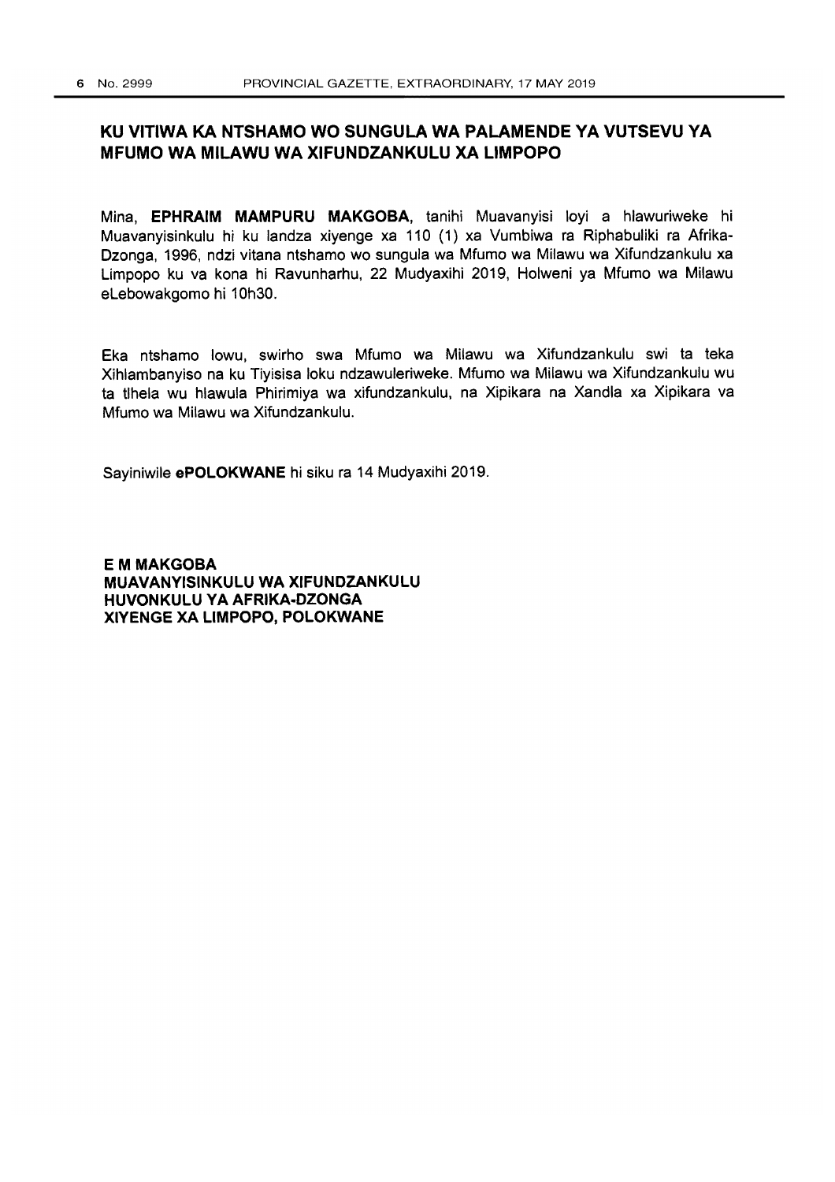# KU VITIWA KA NTSHAMO WO SUNGULA WA PALAMENDE YA VUTSEVU YA MFUMO WA MILAWU WA XIFUNDZANKULU XA LIMPOPO

Mina, **EPHRAIM MAMPURU MAKGOBA**, tanihi Muavanyisi loyi a hlawuriweke hi Muavanyisinkulu hi ku landza xiyenge xa 110 (1) xa Vumbiwa ra Riphabuliki ra Afrika-Dzonga, 1996, ndzi vitana ntshamo wo sungula wa Mfumo wa Milawu wa Xifundzankulu xa Limpopo ku va kona hi Ravunharhu, 22 Mudyaxihi 2019, Holweni ya Mfumo wa Milawu eLebowakgomo hi 10h30.

Eka ntshamo lowu, swirho swa Mfumo wa Milawu wa Xifundzankulu swi ta teka Xihlambanyiso na ku Tiyisisa loku ndzawuleriweke. Mfumo wa Milawu wa Xifundzankulu wu ta tlhela wu hlawula Phirimiya wa xifundzankulu, na Xipikara na Xandla xa Xipikara va Mfumo wa Milawu wa Xifundzankulu.

Sayiniwile **ePOLOKWANE** hi siku ra 14 Mudyaxihi 2019.

**E M MAKGOBA**
**MUAVANYISINKULU WA XIFUNDZANKULU**
**HUVONKULU YA AFRIKA-DZONGA**
**XIYENGE XA LIMPOPO, POLOKWANE**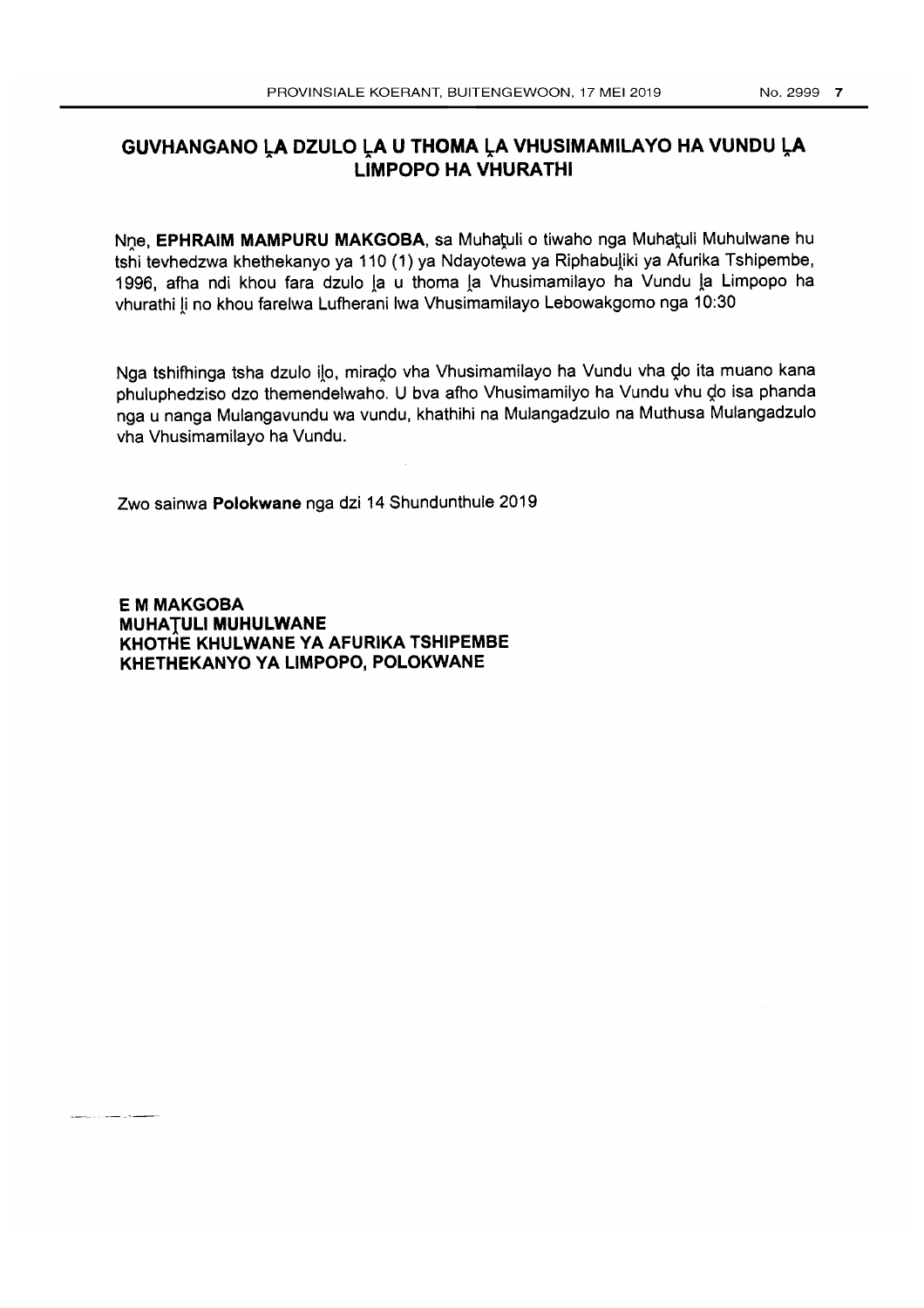# GUVHANGANO ḼA DZULO ḼA U THOMA ḼA VHUSIMAMILAYO HA VUNDU ḼA LIMPOPO HA VHURATHI

Nṋe, **EPHRAIM MAMPURU MAKGOBA**, sa Muhaṱuli o tiwaho nga Muhaṱuli Muhulwane hu tshi tevhedzwa khethekanyo ya 110 (1) ya Ndayotewa ya Riphabuḽiki ya Afurika Tshipembe, 1996, afha ndi khou fara dzulo ḽa u thoma ḽa Vhusimamilayo ha Vundu ḽa Limpopo ha vhurathi ḽi no khou farelwa Lufherani lwa Vhusimamilayo Lebowakgomo nga 10:30

Nga tshifhinga tsha dzulo iḽo, miraḓo vha Vhusimamilayo ha Vundu vha ḓo ita muano kana phuluphedziso dzo themendelwaho. U bva afho Vhusimamilyo ha Vundu vhu ḓo isa phanda nga u nanga Mulangavundu wa vundu, khathihi na Mulangadzulo na Muthusa Mulangadzulo vha Vhusimamilayo ha Vundu.

Zwo sainwa **Polokwane** nga dzi 14 Shundunthule 2019

**E M MAKGOBA**
**MUHAṰULI MUHULWANE**
**KHOTHE KHULWANE YA AFURIKA TSHIPEMBE**
**KHETHEKANYO YA LIMPOPO, POLOKWANE**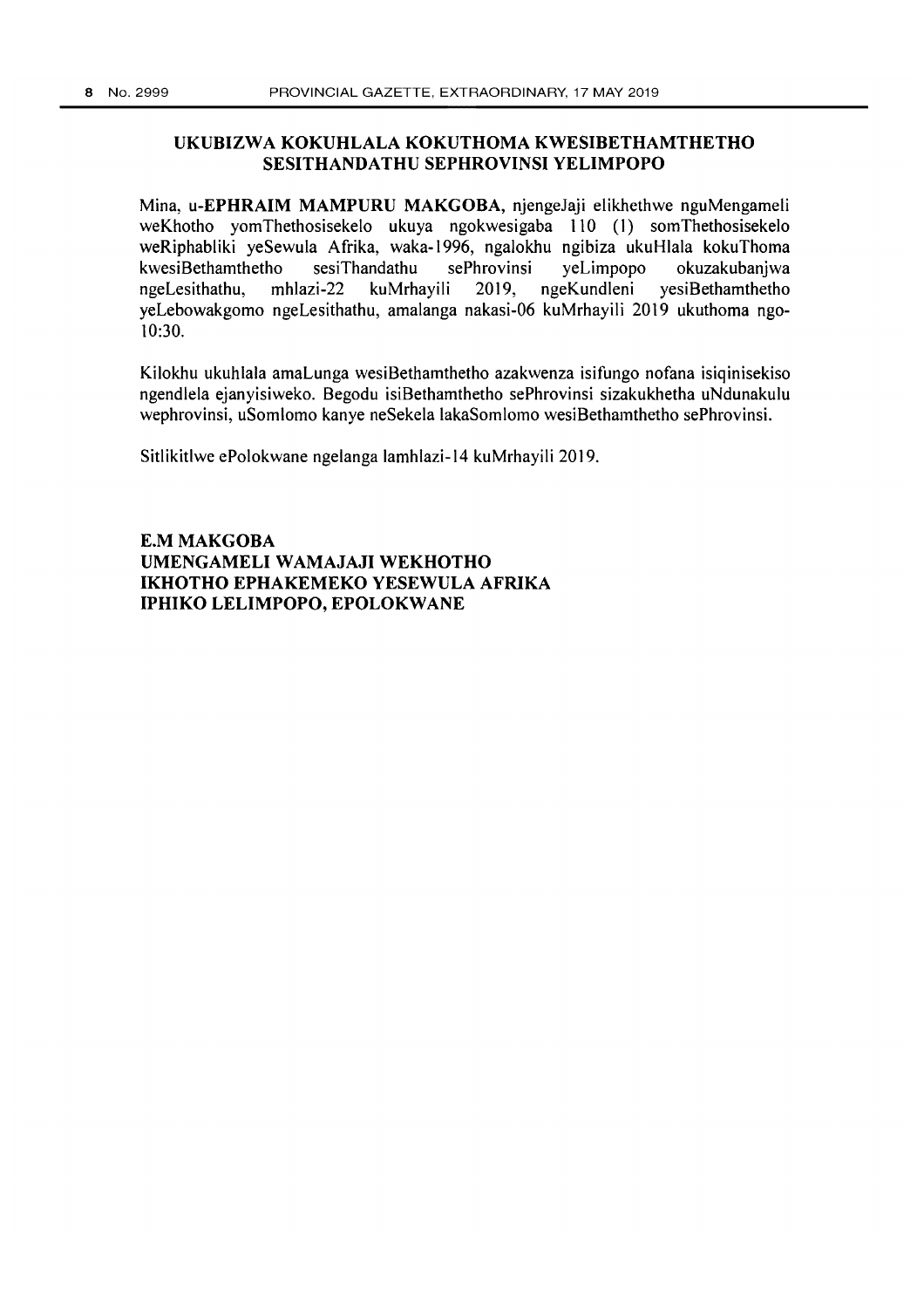## UKUBIZWA KOKUHLALA KOKUTHOMA KWESIBETHAMTHETHO SESITHANDATHU SEPHROVINSI YELIMPOPO

Mina, u-**EPHRAIM MAMPURU MAKGOBA**, njengeJaji elikhethwe nguMengameli weKhotho yomThethosisekelo ukuya ngokwesigaba 110 (1) somThethosisekelo weRiphabliki yeSewula Afrika, waka-1996, ngalokhu ngibiza ukuHlala kokuThoma kwesiBethamthetho sesiThandathu sePhrovinsi yeLimpopo okuzakubanjwa ngeLesithathu, mhlazi-22 kuMrhayili 2019, ngeKundleni yesiBethamthetho yeLebowakgomo ngeLesithathu, amalanga nakasi-06 kuMrhayili 2019 ukuthoma ngo-10:30.

Kilokhu ukuhlala amaLunga wesiBethamthetho azakwenza isifungo nofana isiqinisekiso ngendlela ejanyisiweko. Begodu isiBethamthetho sePhrovinsi sizakukhetha uNdunakulu wephrovinsi, uSomlomo kanye neSekela lakaSomlomo wesiBethamthetho sePhrovinsi.

Sitlikitlwe ePolokwane ngelanga lamhlazi-14 kuMrhayili 2019.

**E.M MAKGOBA**
**UMENGAMELI WAMAJAJI WEKHOTHO**
**IKHOTHO EPHAKEMEKO YESEWULA AFRIKA**
**IPHIKO LELIMPOPO, EPOLOKWANE**